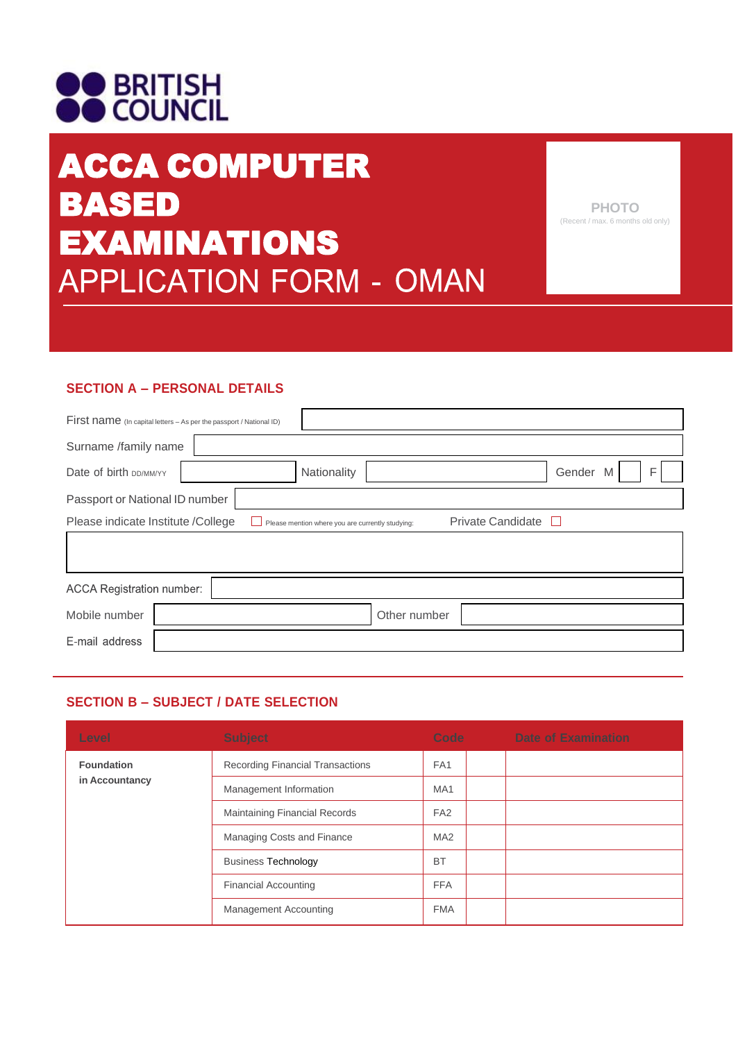BRITISH COUNCIL

# ACCA COMPUTER BASED EXAMINATIONS
# APPLICATION FORM - OMAN

PHOTO
(Recent / max. 6 months old only)

## SECTION A – PERSONAL DETAILS

First name (In capital letters – As per the passport / National ID)

Surname /family name

Date of birth DD/MM/YY | Nationality | Gender M ☐ F ☐

Passport or National ID number

Please indicate Institute /College ☐ Please mention where you are currently studying: Private Candidate ☐

ACCA Registration number:

Mobile number | Other number

E-mail address

## SECTION B – SUBJECT / DATE SELECTION

| Level | Subject | Code | | Date of Examination |
|---|---|---|---|---|
| **Foundation in Accountancy** | Recording Financial Transactions | FA1 | | |
| | Management Information | MA1 | | |
| | Maintaining Financial Records | FA2 | | |
| | Managing Costs and Finance | MA2 | | |
| | Business Technology | BT | | |
| | Financial Accounting | FFA | | |
| | Management Accounting | FMA | | |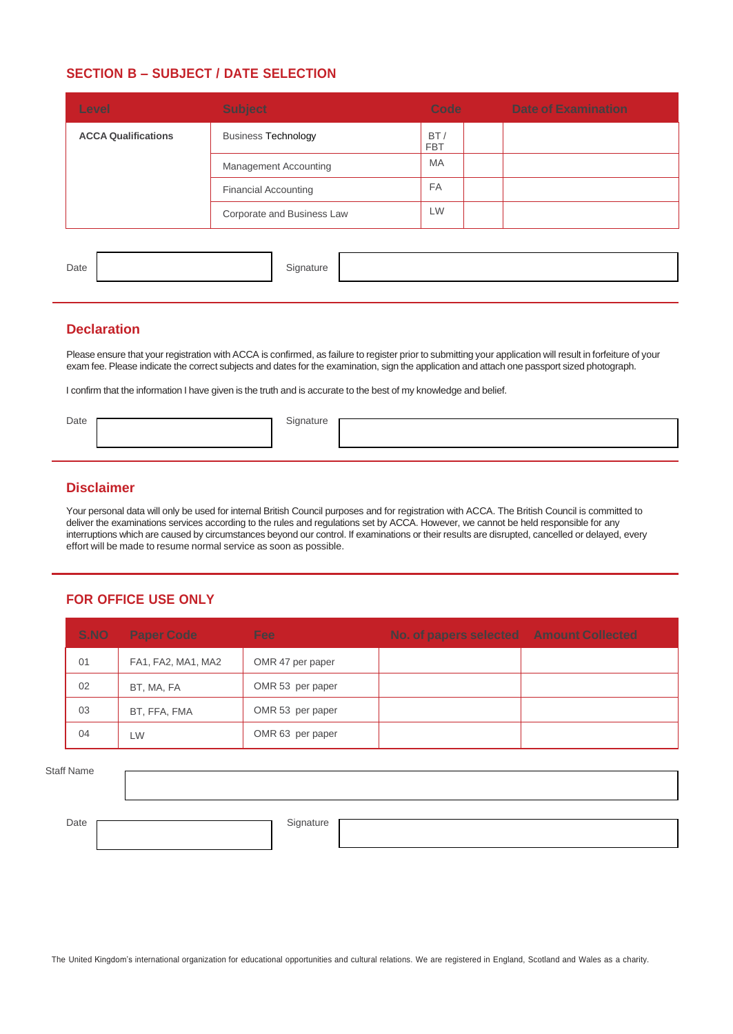## SECTION B – SUBJECT / DATE SELECTION

| Level | Subject | Code | | Date of Examination |
|---|---|---|---|---|
| **ACCA Qualifications** | Business Technology | BT / FBT | | |
| | Management Accounting | MA | | |
| | Financial Accounting | FA | | |
| | Corporate and Business Law | LW | | |

Date

Signature

## Declaration

Please ensure that your registration with ACCA is confirmed, as failure to register prior to submitting your application will result in forfeiture of your exam fee. Please indicate the correct subjects and dates for the examination, sign the application and attach one passport sized photograph.

I confirm that the information I have given is the truth and is accurate to the best of my knowledge and belief.

Date

Signature

## Disclaimer

Your personal data will only be used for internal British Council purposes and for registration with ACCA. The British Council is committed to deliver the examinations services according to the rules and regulations set by ACCA. However, we cannot be held responsible for any interruptions which are caused by circumstances beyond our control. If examinations or their results are disrupted, cancelled or delayed, every effort will be made to resume normal service as soon as possible.

## FOR OFFICE USE ONLY

| S.NO | Paper Code | Fee | No. of papers selected | Amount Collected |
|---|---|---|---|---|
| 01 | FA1, FA2, MA1, MA2 | OMR 47 per paper | | |
| 02 | BT, MA, FA | OMR 53 per paper | | |
| 03 | BT, FFA, FMA | OMR 53 per paper | | |
| 04 | LW | OMR 63 per paper | | |

Staff Name

Date

Signature

The United Kingdom's international organization for educational opportunities and cultural relations. We are registered in England, Scotland and Wales as a charity.